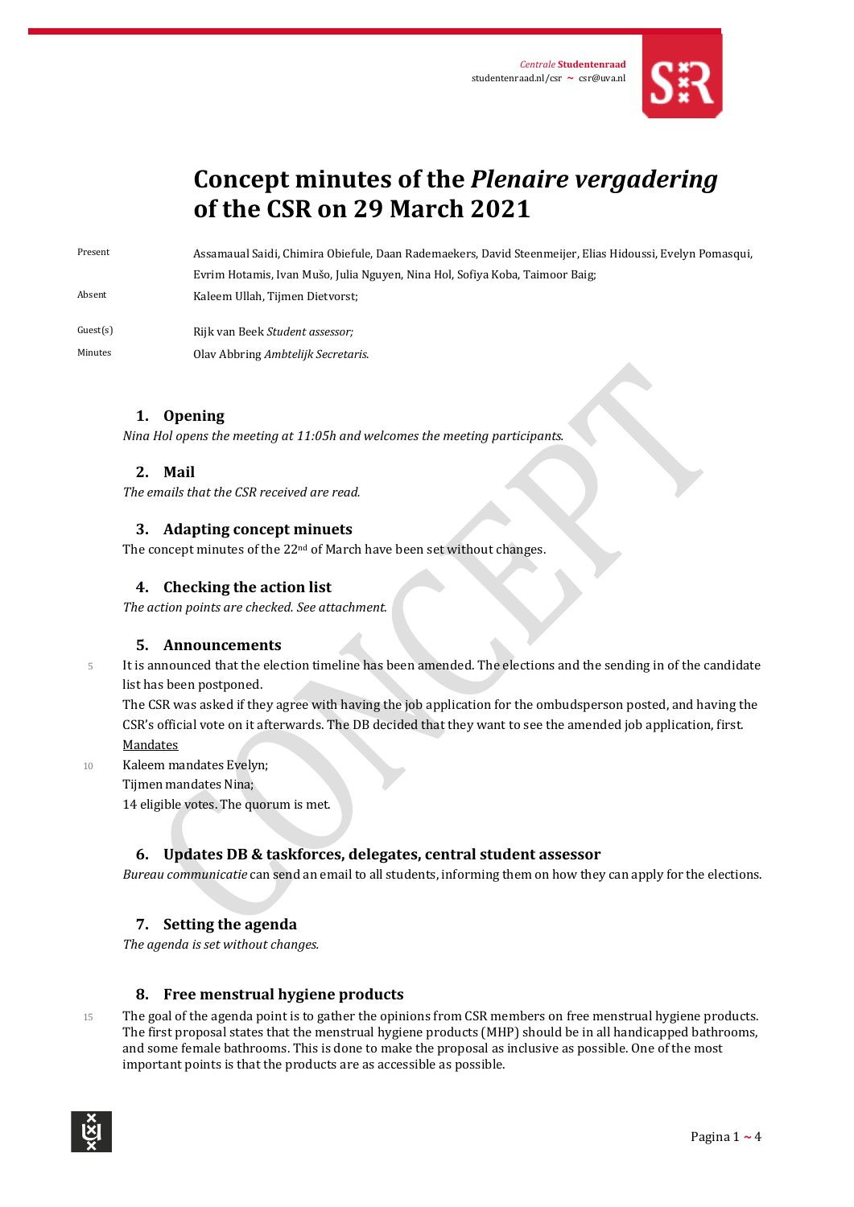Centrale Studentenraad
studentenraad.nl/csr ~ csr@uva.nl

# Concept minutes of the *Plenaire vergadering* of the CSR on 29 March 2021

| | |
|---|---|
| Present | Assamaual Saidi, Chimira Obiefule, Daan Rademaekers, David Steenmeijer, Elias Hidoussi, Evelyn Pomasqui, Evrim Hotamis, Ivan Mušo, Julia Nguyen, Nina Hol, Sofiya Koba, Taimoor Baig; |
| Absent | Kaleem Ullah, Tijmen Dietvorst; |
| Guest(s) | Rijk van Beek *Student assessor;* |
| Minutes | Olav Abbring *Ambtelijk Secretaris.* |

## 1. Opening

*Nina Hol opens the meeting at 11:05h and welcomes the meeting participants.*

## 2. Mail

*The emails that the CSR received are read.*

## 3. Adapting concept minuets

The concept minutes of the 22nd of March have been set without changes.

## 4. Checking the action list

*The action points are checked. See attachment.*

## 5. Announcements

It is announced that the election timeline has been amended. The elections and the sending in of the candidate list has been postponed.

The CSR was asked if they agree with having the job application for the ombudsperson posted, and having the CSR's official vote on it afterwards. The DB decided that they want to see the amended job application, first.

Mandates

Kaleem mandates Evelyn;
Tijmen mandates Nina;
14 eligible votes. The quorum is met.

## 6. Updates DB & taskforces, delegates, central student assessor

*Bureau communicatie* can send an email to all students, informing them on how they can apply for the elections.

## 7. Setting the agenda

*The agenda is set without changes.*

## 8. Free menstrual hygiene products

The goal of the agenda point is to gather the opinions from CSR members on free menstrual hygiene products. The first proposal states that the menstrual hygiene products (MHP) should be in all handicapped bathrooms, and some female bathrooms. This is done to make the proposal as inclusive as possible. One of the most important points is that the products are as accessible as possible.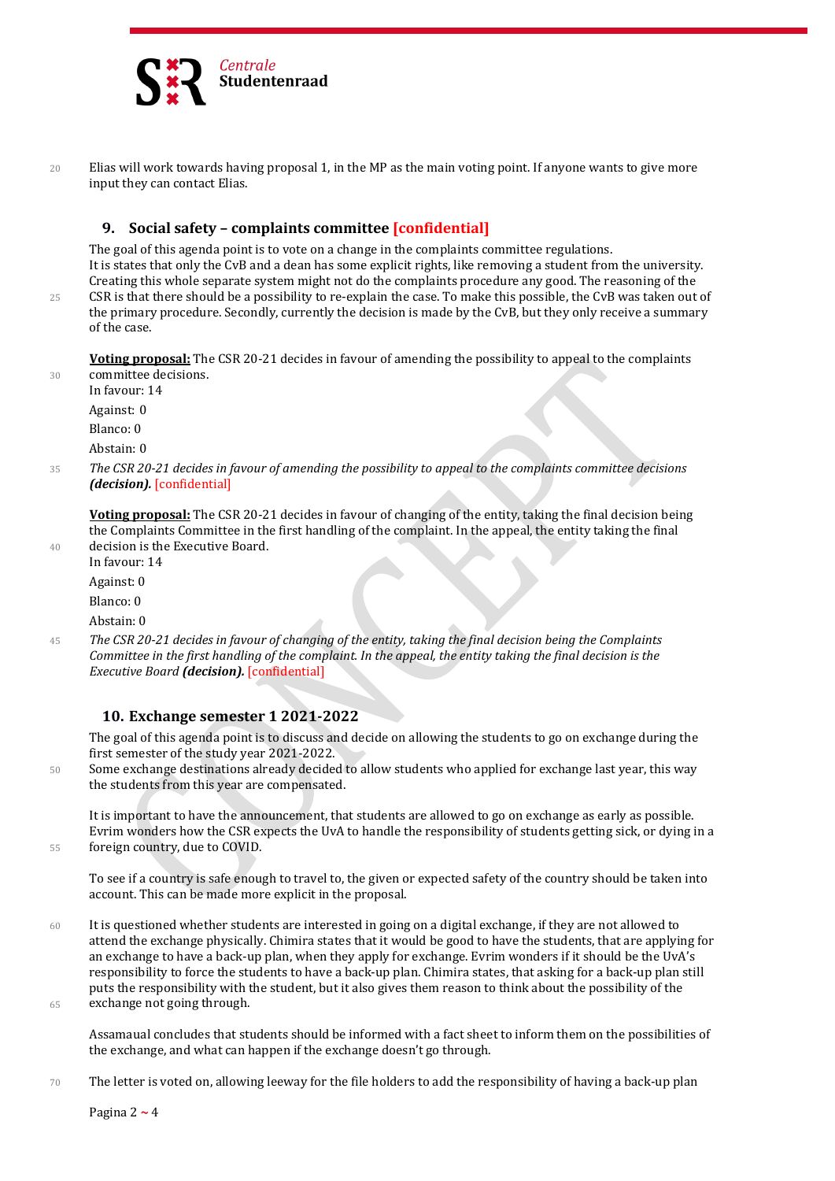Elias will work towards having proposal 1, in the MP as the main voting point. If anyone wants to give more input they can contact Elias.

## 9. Social safety – complaints committee [confidential]

The goal of this agenda point is to vote on a change in the complaints committee regulations.
It is states that only the CvB and a dean has some explicit rights, like removing a student from the university. Creating this whole separate system might not do the complaints procedure any good. The reasoning of the CSR is that there should be a possibility to re-explain the case. To make this possible, the CvB was taken out of the primary procedure. Secondly, currently the decision is made by the CvB, but they only receive a summary of the case.

**Voting proposal:** The CSR 20-21 decides in favour of amending the possibility to appeal to the complaints committee decisions.
In favour: 14

Against: 0

Blanco: 0

Abstain: 0

*The CSR 20-21 decides in favour of amending the possibility to appeal to the complaints committee decisions **(decision).*** [confidential]

**Voting proposal:** The CSR 20-21 decides in favour of changing of the entity, taking the final decision being the Complaints Committee in the first handling of the complaint. In the appeal, the entity taking the final decision is the Executive Board.
In favour: 14

Against: 0

Blanco: 0

Abstain: 0

*The CSR 20-21 decides in favour of changing of the entity, taking the final decision being the Complaints Committee in the first handling of the complaint. In the appeal, the entity taking the final decision is the Executive Board **(decision).*** [confidential]

## 10. Exchange semester 1 2021-2022

The goal of this agenda point is to discuss and decide on allowing the students to go on exchange during the first semester of the study year 2021-2022.
Some exchange destinations already decided to allow students who applied for exchange last year, this way the students from this year are compensated.

It is important to have the announcement, that students are allowed to go on exchange as early as possible. Evrim wonders how the CSR expects the UvA to handle the responsibility of students getting sick, or dying in a foreign country, due to COVID.

To see if a country is safe enough to travel to, the given or expected safety of the country should be taken into account. This can be made more explicit in the proposal.

It is questioned whether students are interested in going on a digital exchange, if they are not allowed to attend the exchange physically. Chimira states that it would be good to have the students, that are applying for an exchange to have a back-up plan, when they apply for exchange. Evrim wonders if it should be the UvA's responsibility to force the students to have a back-up plan. Chimira states, that asking for a back-up plan still puts the responsibility with the student, but it also gives them reason to think about the possibility of the exchange not going through.

Assamaual concludes that students should be informed with a fact sheet to inform them on the possibilities of the exchange, and what can happen if the exchange doesn't go through.

The letter is voted on, allowing leeway for the file holders to add the responsibility of having a back-up plan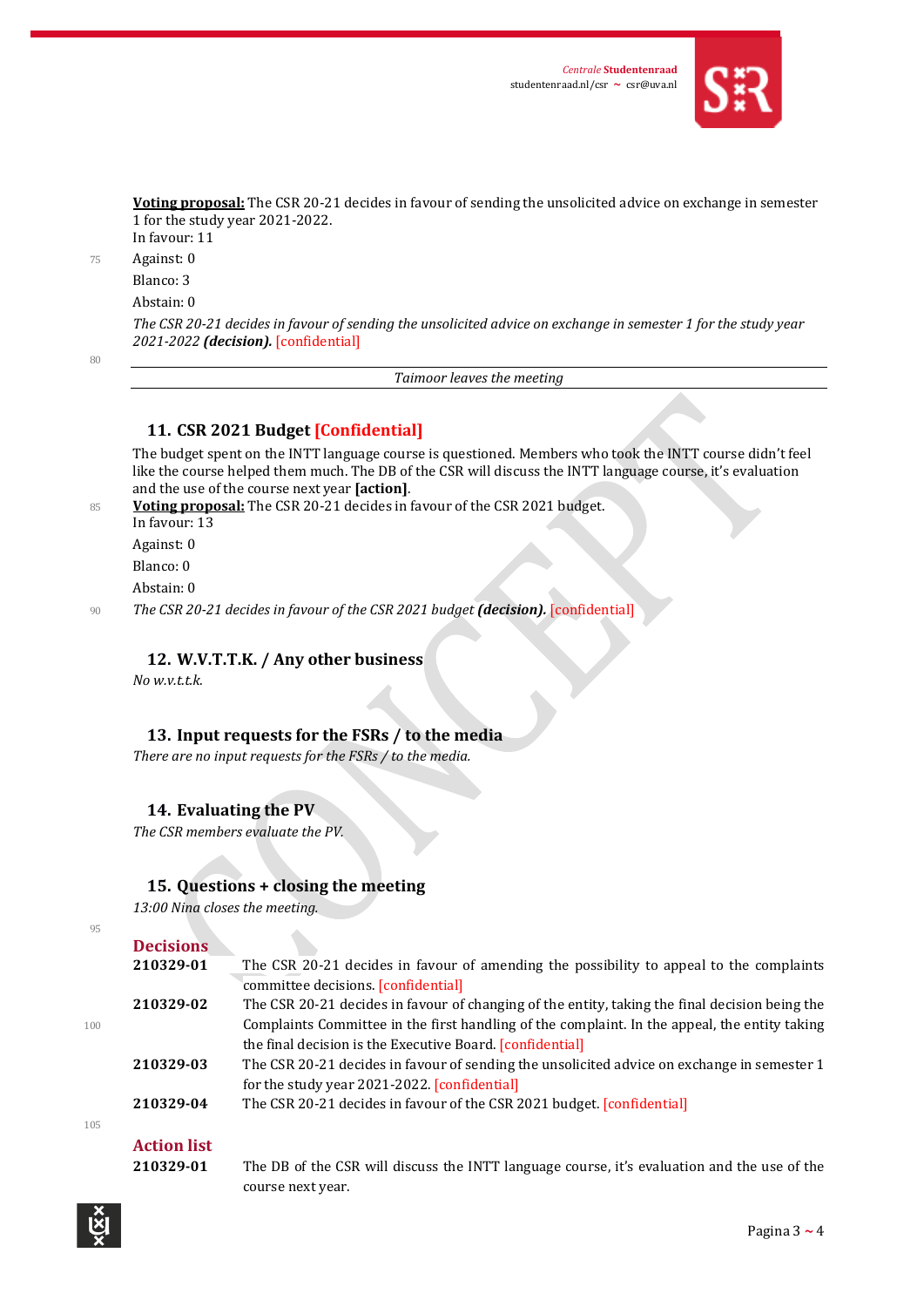**Voting proposal:** The CSR 20-21 decides in favour of sending the unsolicited advice on exchange in semester 1 for the study year 2021-2022.
In favour: 11

Against: 0

Blanco: 3

Abstain: 0

*The CSR 20-21 decides in favour of sending the unsolicited advice on exchange in semester 1 for the study year 2021-2022* ***(decision).*** [confidential]

---

*Taimoor leaves the meeting*

---

## 11. CSR 2021 Budget [Confidential]

The budget spent on the INTT language course is questioned. Members who took the INTT course didn't feel like the course helped them much. The DB of the CSR will discuss the INTT language course, it's evaluation and the use of the course next year **[action]**.

**Voting proposal:** The CSR 20-21 decides in favour of the CSR 2021 budget.
In favour: 13

Against: 0

Blanco: 0

Abstain: 0

*The CSR 20-21 decides in favour of the CSR 2021 budget* ***(decision).*** [confidential]

## 12. W.V.T.T.K. / Any other business

*No w.v.t.t.k.*

## 13. Input requests for the FSRs / to the media

*There are no input requests for the FSRs / to the media.*

## 14. Evaluating the PV

*The CSR members evaluate the PV.*

## 15. Questions + closing the meeting

*13:00 Nina closes the meeting.*

## Decisions

| | |
|---|---|
| **210329-01** | The CSR 20-21 decides in favour of amending the possibility to appeal to the complaints committee decisions. [confidential] |
| **210329-02** | The CSR 20-21 decides in favour of changing of the entity, taking the final decision being the Complaints Committee in the first handling of the complaint. In the appeal, the entity taking the final decision is the Executive Board. [confidential] |
| **210329-03** | The CSR 20-21 decides in favour of sending the unsolicited advice on exchange in semester 1 for the study year 2021-2022. [confidential] |
| **210329-04** | The CSR 20-21 decides in favour of the CSR 2021 budget. [confidential] |

## Action list

| | |
|---|---|
| **210329-01** | The DB of the CSR will discuss the INTT language course, it's evaluation and the use of the course next year. |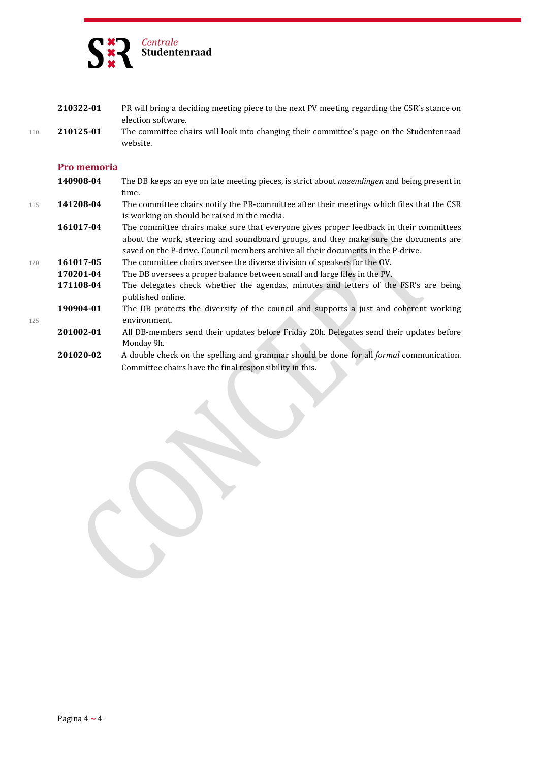| | |
|---|---|
| **210322-01** | PR will bring a deciding meeting piece to the next PV meeting regarding the CSR's stance on election software. |
| **210125-01** | The committee chairs will look into changing their committee's page on the Studentenraad website. |

## Pro memoria

| | |
|---|---|
| **140908-04** | The DB keeps an eye on late meeting pieces, is strict about *nazendingen* and being present in time. |
| **141208-04** | The committee chairs notify the PR-committee after their meetings which files that the CSR is working on should be raised in the media. |
| **161017-04** | The committee chairs make sure that everyone gives proper feedback in their committees about the work, steering and soundboard groups, and they make sure the documents are saved on the P-drive. Council members archive all their documents in the P-drive. |
| **161017-05** | The committee chairs oversee the diverse division of speakers for the OV. |
| **170201-04** | The DB oversees a proper balance between small and large files in the PV. |
| **171108-04** | The delegates check whether the agendas, minutes and letters of the FSR's are being published online. |
| **190904-01** | The DB protects the diversity of the council and supports a just and coherent working environment. |
| **201002-01** | All DB-members send their updates before Friday 20h. Delegates send their updates before Monday 9h. |
| **201020-02** | A double check on the spelling and grammar should be done for all *formal* communication. Committee chairs have the final responsibility in this. |